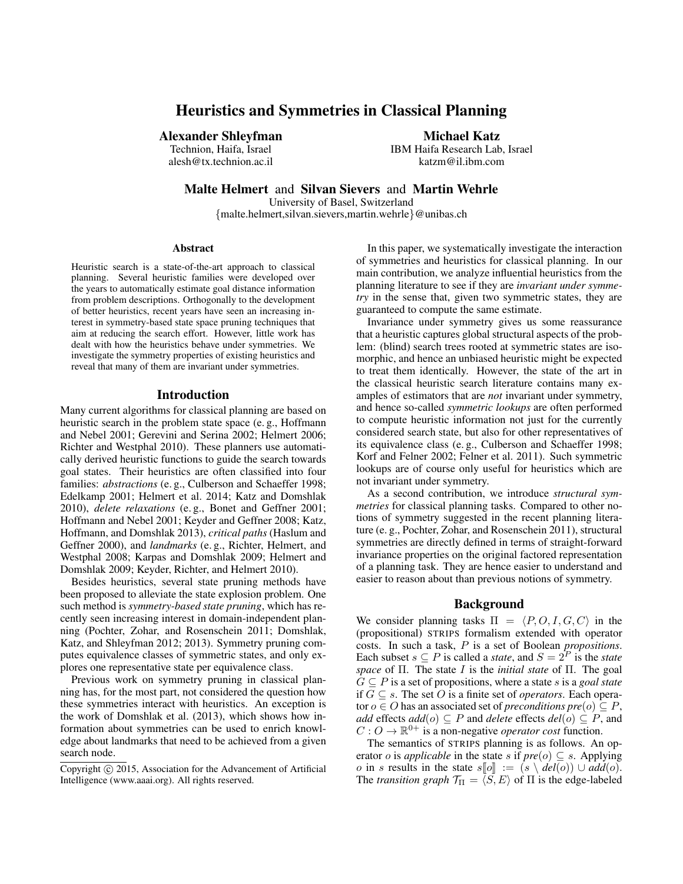# Heuristics and Symmetries in Classical Planning

**Alexander Shleyfman**
Technion, Haifa, Israel
alesh@tx.technion.ac.il

**Michael Katz**
IBM Haifa Research Lab, Israel
katzm@il.ibm.com

**Malte Helmert** and **Silvan Sievers** and **Martin Wehrle**
University of Basel, Switzerland
{malte.helmert,silvan.sievers,martin.wehrle}@unibas.ch

### Abstract

Heuristic search is a state-of-the-art approach to classical planning. Several heuristic families were developed over the years to automatically estimate goal distance information from problem descriptions. Orthogonally to the development of better heuristics, recent years have seen an increasing interest in symmetry-based state space pruning techniques that aim at reducing the search effort. However, little work has dealt with how the heuristics behave under symmetries. We investigate the symmetry properties of existing heuristics and reveal that many of them are invariant under symmetries.

## Introduction

Many current algorithms for classical planning are based on heuristic search in the problem state space (e. g., Hoffmann and Nebel 2001; Gerevini and Serina 2002; Helmert 2006; Richter and Westphal 2010). These planners use automatically derived heuristic functions to guide the search towards goal states. Their heuristics are often classified into four families: *abstractions* (e. g., Culberson and Schaeffer 1998; Edelkamp 2001; Helmert et al. 2014; Katz and Domshlak 2010), *delete relaxations* (e. g., Bonet and Geffner 2001; Hoffmann and Nebel 2001; Keyder and Geffner 2008; Katz, Hoffmann, and Domshlak 2013), *critical paths* (Haslum and Geffner 2000), and *landmarks* (e. g., Richter, Helmert, and Westphal 2008; Karpas and Domshlak 2009; Helmert and Domshlak 2009; Keyder, Richter, and Helmert 2010).

Besides heuristics, several state pruning methods have been proposed to alleviate the state explosion problem. One such method is *symmetry-based state pruning*, which has recently seen increasing interest in domain-independent planning (Pochter, Zohar, and Rosenschein 2011; Domshlak, Katz, and Shleyfman 2012; 2013). Symmetry pruning computes equivalence classes of symmetric states, and only explores one representative state per equivalence class.

Previous work on symmetry pruning in classical planning has, for the most part, not considered the question how these symmetries interact with heuristics. An exception is the work of Domshlak et al. (2013), which shows how information about symmetries can be used to enrich knowledge about landmarks that need to be achieved from a given search node.

Copyright © 2015, Association for the Advancement of Artificial Intelligence (www.aaai.org). All rights reserved.

In this paper, we systematically investigate the interaction of symmetries and heuristics for classical planning. In our main contribution, we analyze influential heuristics from the planning literature to see if they are *invariant under symmetry* in the sense that, given two symmetric states, they are guaranteed to compute the same estimate.

Invariance under symmetry gives us some reassurance that a heuristic captures global structural aspects of the problem: (blind) search trees rooted at symmetric states are isomorphic, and hence an unbiased heuristic might be expected to treat them identically. However, the state of the art in the classical heuristic search literature contains many examples of estimators that are *not* invariant under symmetry, and hence so-called *symmetric lookups* are often performed to compute heuristic information not just for the currently considered search state, but also for other representatives of its equivalence class (e. g., Culberson and Schaeffer 1998; Korf and Felner 2002; Felner et al. 2011). Such symmetric lookups are of course only useful for heuristics which are not invariant under symmetry.

As a second contribution, we introduce *structural symmetries* for classical planning tasks. Compared to other notions of symmetry suggested in the recent planning literature (e. g., Pochter, Zohar, and Rosenschein 2011), structural symmetries are directly defined in terms of straight-forward invariance properties on the original factored representation of a planning task. They are hence easier to understand and easier to reason about than previous notions of symmetry.

## Background

We consider planning tasks $\Pi = \langle P, O, I, G, C \rangle$ in the (propositional) STRIPS formalism extended with operator costs. In such a task, $P$ is a set of Boolean *propositions*. Each subset $s \subseteq P$ is called a *state*, and $S = 2^P$ is the *state space* of $\Pi$. The state $I$ is the *initial state* of $\Pi$. The goal $G \subseteq P$ is a set of propositions, where a state $s$ is a *goal state* if $G \subseteq s$. The set $O$ is a finite set of *operators*. Each operator $o \in O$ has an associated set of *preconditions* $pre(o) \subseteq P$, *add* effects $add(o) \subseteq P$ and *delete* effects $del(o) \subseteq P$, and $C : O \rightarrow \mathbb{R}^{0+}$ is a non-negative *operator cost* function.

The semantics of STRIPS planning is as follows. An operator $o$ is *applicable* in the state $s$ if $pre(o) \subseteq s$. Applying $o$ in $s$ results in the state $s[\![o]\!] := (s \setminus del(o)) \cup add(o)$. The *transition graph* $\mathcal{T}_\Pi = \langle S, E \rangle$ of $\Pi$ is the edge-labeled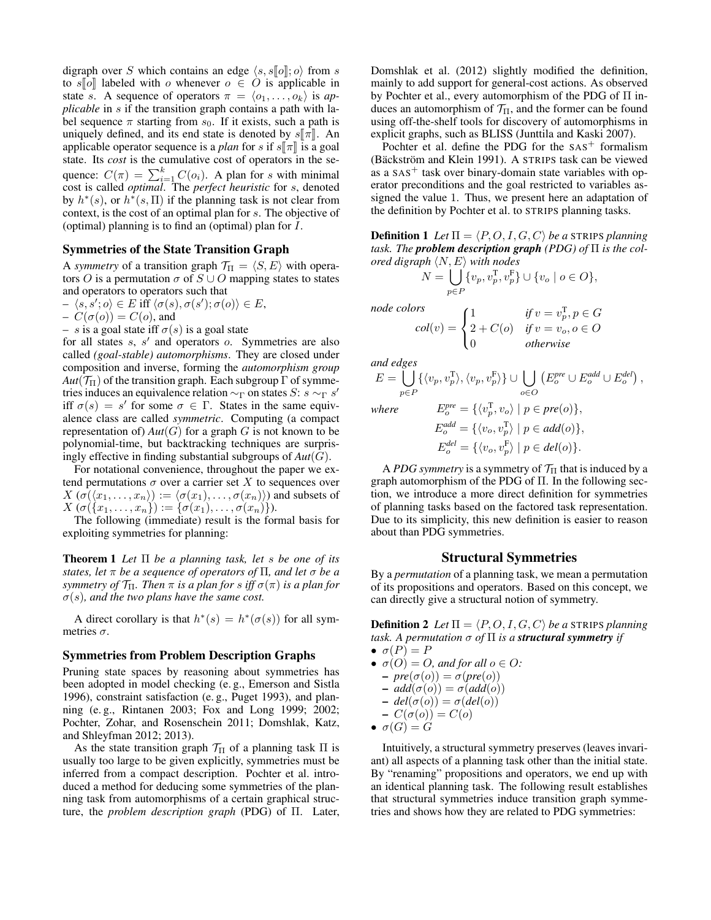digraph over $S$ which contains an edge $\langle s, s[\![o]\!]; o\rangle$ from $s$ to $s[\![o]\!]$ labeled with $o$ whenever $o \in O$ is applicable in state $s$. A sequence of operators $\pi = \langle o_1, \dots, o_k\rangle$ is *applicable* in $s$ if the transition graph contains a path with label sequence $\pi$ starting from $s_0$. If it exists, such a path is uniquely defined, and its end state is denoted by $s[\![\pi]\!]$. An applicable operator sequence is a *plan* for $s$ if $s[\![\pi]\!]$ is a goal state. Its *cost* is the cumulative cost of operators in the sequence: $C(\pi) = \sum_{i=1}^{k} C(o_i)$. A plan for $s$ with minimal cost is called *optimal*. The *perfect heuristic* for $s$, denoted by $h^*(s)$, or $h^*(s, \Pi)$ if the planning task is not clear from context, is the cost of an optimal plan for $s$. The objective of (optimal) planning is to find an (optimal) plan for $I$.

### Symmetries of the State Transition Graph

A *symmetry* of a transition graph $\mathcal{T}_\Pi = \langle S, E\rangle$ with operators $O$ is a permutation $\sigma$ of $S \cup O$ mapping states to states and operators to operators such that

- $\langle s, s'; o\rangle \in E$ iff $\langle \sigma(s), \sigma(s'); \sigma(o)\rangle \in E$,
- $C(\sigma(o)) = C(o)$, and
- $s$ is a goal state iff $\sigma(s)$ is a goal state

for all states $s$, $s'$ and operators $o$. Symmetries are also called *(goal-stable) automorphisms*. They are closed under composition and inverse, forming the *automorphism group* $Aut(\mathcal{T}_\Pi)$ of the transition graph. Each subgroup $\Gamma$ of symmetries induces an equivalence relation $\sim_\Gamma$ on states $S$: $s \sim_\Gamma s'$ iff $\sigma(s) = s'$ for some $\sigma \in \Gamma$. States in the same equivalence class are called *symmetric*. Computing (a compact representation of) $Aut(G)$ for a graph $G$ is not known to be polynomial-time, but backtracking techniques are surprisingly effective in finding substantial subgroups of $Aut(G)$.

For notational convenience, throughout the paper we extend permutations $\sigma$ over a carrier set $X$ to sequences over $X$ ($\sigma(\langle x_1, \dots, x_n\rangle) := \langle \sigma(x_1), \dots, \sigma(x_n)\rangle$) and subsets of $X$ ($\sigma(\{x_1, \dots, x_n\}) := \{\sigma(x_1), \dots, \sigma(x_n)\}$).

The following (immediate) result is the formal basis for exploiting symmetries for planning:

**Theorem 1** *Let $\Pi$ be a planning task, let $s$ be one of its states, let $\pi$ be a sequence of operators of $\Pi$, and let $\sigma$ be a symmetry of $\mathcal{T}_\Pi$. Then $\pi$ is a plan for $s$ iff $\sigma(\pi)$ is a plan for $\sigma(s)$, and the two plans have the same cost.*

A direct corollary is that $h^*(s) = h^*(\sigma(s))$ for all symmetries $\sigma$.

### Symmetries from Problem Description Graphs

Pruning state spaces by reasoning about symmetries has been adopted in model checking (e. g., Emerson and Sistla 1996), constraint satisfaction (e. g., Puget 1993), and planning (e. g., Rintanen 2003; Fox and Long 1999; 2002; Pochter, Zohar, and Rosenschein 2011; Domshlak, Katz, and Shleyfman 2012; 2013).

As the state transition graph $\mathcal{T}_\Pi$ of a planning task $\Pi$ is usually too large to be given explicitly, symmetries must be inferred from a compact description. Pochter et al. introduced a method for deducing some symmetries of the planning task from automorphisms of a certain graphical structure, the *problem description graph* (PDG) of $\Pi$. Later, Domshlak et al. (2012) slightly modified the definition, mainly to add support for general-cost actions. As observed by Pochter et al., every automorphism of the PDG of $\Pi$ induces an automorphism of $\mathcal{T}_\Pi$, and the former can be found using off-the-shelf tools for discovery of automorphisms in explicit graphs, such as BLISS (Junttila and Kaski 2007).

Pochter et al. define the PDG for the SAS$^+$ formalism (Bäckström and Klein 1991). A STRIPS task can be viewed as a SAS$^+$ task over binary-domain state variables with operator preconditions and the goal restricted to variables assigned the value 1. Thus, we present here an adaptation of the definition by Pochter et al. to STRIPS planning tasks.

**Definition 1** *Let $\Pi = \langle P, O, I, G, C\rangle$ be a STRIPS planning task. The **problem description graph (PDG)** of $\Pi$ is the colored digraph $\langle N, E\rangle$ with nodes*

$$N = \bigcup_{p \in P} \{v_p, v_p^{\mathrm{T}}, v_p^{\mathrm{F}}\} \cup \{v_o \mid o \in O\},$$

*node colors*

$$col(v) = \begin{cases} 1 & \text{if } v = v_p^{\mathrm{T}}, p \in G \\ 2 + C(o) & \text{if } v = v_o, o \in O \\ 0 & \text{otherwise} \end{cases}$$

*and edges*

$$E = \bigcup_{p \in P} \{\langle v_p, v_p^{\mathrm{T}}\rangle, \langle v_p, v_p^{\mathrm{F}}\rangle\} \cup \bigcup_{o \in O} \left(E_o^{pre} \cup E_o^{add} \cup E_o^{del}\right),$$

*where*

$$E_o^{pre} = \{\langle v_p^{\mathrm{T}}, v_o\rangle \mid p \in pre(o)\},$$
$$E_o^{add} = \{\langle v_o, v_p^{\mathrm{T}}\rangle \mid p \in add(o)\},$$
$$E_o^{del} = \{\langle v_o, v_p^{\mathrm{F}}\rangle \mid p \in del(o)\}.$$

A *PDG symmetry* is a symmetry of $\mathcal{T}_\Pi$ that is induced by a graph automorphism of the PDG of $\Pi$. In the following section, we introduce a more direct definition for symmetries of planning tasks based on the factored task representation. Due to its simplicity, this new definition is easier to reason about than PDG symmetries.

## Structural Symmetries

By a *permutation* of a planning task, we mean a permutation of its propositions and operators. Based on this concept, we can directly give a structural notion of symmetry.

**Definition 2** *Let $\Pi = \langle P, O, I, G, C\rangle$ be a STRIPS planning task. A permutation $\sigma$ of $\Pi$ is a **structural symmetry** if*

- $\sigma(P) = P$
- $\sigma(O) = O$*, and for all $o \in O$:*
  - $pre(\sigma(o)) = \sigma(pre(o))$
  - $add(\sigma(o)) = \sigma(add(o))$
  - $del(\sigma(o)) = \sigma(del(o))$
  - $C(\sigma(o)) = C(o)$
- $\sigma(G) = G$

Intuitively, a structural symmetry preserves (leaves invariant) all aspects of a planning task other than the initial state. By "renaming" propositions and operators, we end up with an identical planning task. The following result establishes that structural symmetries induce transition graph symmetries and shows how they are related to PDG symmetries: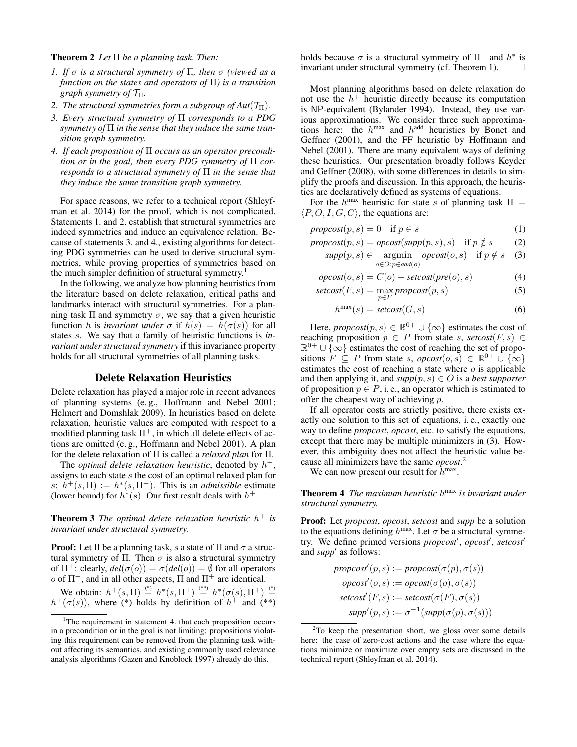**Theorem 2** *Let $\Pi$ be a planning task. Then:*

1. *If $\sigma$ is a structural symmetry of $\Pi$, then $\sigma$ (viewed as a function on the states and operators of $\Pi$) is a transition graph symmetry of $\mathcal{T}_\Pi$.*
2. *The structural symmetries form a subgroup of $Aut(\mathcal{T}_\Pi)$.*
3. *Every structural symmetry of $\Pi$ corresponds to a PDG symmetry of $\Pi$ in the sense that they induce the same transition graph symmetry.*
4. *If each proposition of $\Pi$ occurs as an operator precondition or in the goal, then every PDG symmetry of $\Pi$ corresponds to a structural symmetry of $\Pi$ in the sense that they induce the same transition graph symmetry.*

For space reasons, we refer to a technical report (Shleyfman et al. 2014) for the proof, which is not complicated. Statements 1. and 2. establish that structural symmetries are indeed symmetries and induce an equivalence relation. Because of statements 3. and 4., existing algorithms for detecting PDG symmetries can be used to derive structural symmetries, while proving properties of symmetries based on the much simpler definition of structural symmetry.[1]

In the following, we analyze how planning heuristics from the literature based on delete relaxation, critical paths and landmarks interact with structural symmetries. For a planning task $\Pi$ and symmetry $\sigma$, we say that a given heuristic function $h$ is *invariant under* $\sigma$ if $h(s) = h(\sigma(s))$ for all states $s$. We say that a family of heuristic functions is *invariant under structural symmetry* if this invariance property holds for all structural symmetries of all planning tasks.

## Delete Relaxation Heuristics

Delete relaxation has played a major role in recent advances of planning systems (e. g., Hoffmann and Nebel 2001; Helmert and Domshlak 2009). In heuristics based on delete relaxation, heuristic values are computed with respect to a modified planning task $\Pi^+$, in which all delete effects of actions are omitted (e. g., Hoffmann and Nebel 2001). A plan for the delete relaxation of $\Pi$ is called a *relaxed plan* for $\Pi$.

The *optimal delete relaxation heuristic*, denoted by $h^+$, assigns to each state $s$ the cost of an optimal relaxed plan for $s$: $h^+(s, \Pi) := h^*(s, \Pi^+)$. This is an *admissible* estimate (lower bound) for $h^*(s)$. Our first result deals with $h^+$.

**Theorem 3** *The optimal delete relaxation heuristic $h^+$ is invariant under structural symmetry.*

**Proof:** Let $\Pi$ be a planning task, $s$ a state of $\Pi$ and $\sigma$ a structural symmetry of $\Pi$. Then $\sigma$ is also a structural symmetry of $\Pi^+$: clearly, $del(\sigma(o)) = \sigma(del(o)) = \emptyset$ for all operators $o$ of $\Pi^+$, and in all other aspects, $\Pi$ and $\Pi^+$ are identical.

We obtain: $h^+(s, \Pi) \overset{(*)}{=} h^*(s, \Pi^+) \overset{(**)}{=} h^*(\sigma(s), \Pi^+) \overset{(*)}{=} h^+(\sigma(s))$, where (\*) holds by definition of $h^+$ and (\*\*) holds because $\sigma$ is a structural symmetry of $\Pi^+$ and $h^*$ is invariant under structural symmetry (cf. Theorem 1). $\square$

Most planning algorithms based on delete relaxation do not use the $h^+$ heuristic directly because its computation is NP-equivalent (Bylander 1994). Instead, they use various approximations. We consider three such approximations here: the $h^{\max}$ and $h^{\text{add}}$ heuristics by Bonet and Geffner (2001), and the FF heuristic by Hoffmann and Nebel (2001). There are many equivalent ways of defining these heuristics. Our presentation broadly follows Keyder and Geffner (2008), with some differences in details to simplify the proofs and discussion. In this approach, the heuristics are declaratively defined as systems of equations.

For the $h^{\max}$ heuristic for state $s$ of planning task $\Pi = \langle P, O, I, G, C \rangle$, the equations are:

$$propcost(p, s) = 0 \quad \text{if } p \in s \tag{1}$$

$$propcost(p, s) = opcost(supp(p, s), s) \quad \text{if } p \notin s \tag{2}$$

$$supp(p, s) \in \operatorname*{argmin}_{o \in O : p \in add(o)} opcost(o, s) \quad \text{if } p \notin s \tag{3}$$

$$opcost(o, s) = C(o) + setcost(pre(o), s) \tag{4}$$

$$setcost(F, s) = \max_{p \in F} propcost(p, s) \tag{5}$$

$$h^{\max}(s) = setcost(G, s) \tag{6}$$

Here, $propcost(p, s) \in \mathbb{R}^{0+} \cup \{\infty\}$ estimates the cost of reaching proposition $p \in P$ from state $s$, $setcost(F, s) \in \mathbb{R}^{0+} \cup \{\infty\}$ estimates the cost of reaching the set of propositions $F \subseteq P$ from state $s$, $opcost(o, s) \in \mathbb{R}^{0+} \cup \{\infty\}$ estimates the cost of reaching a state where $o$ is applicable and then applying it, and $supp(p, s) \in O$ is a *best supporter* of proposition $p \in P$, i. e., an operator which is estimated to offer the cheapest way of achieving $p$.

If all operator costs are strictly positive, there exists exactly one solution to this set of equations, i. e., exactly one way to define *propcost*, *opcost*, etc. to satisfy the equations, except that there may be multiple minimizers in (3). However, this ambiguity does not affect the heuristic value because all minimizers have the same *opcost*.[2]

We can now present our result for $h^{\max}$.

**Theorem 4** *The maximum heuristic $h^{\max}$ is invariant under structural symmetry.*

**Proof:** Let *propcost*, *opcost*, *setcost* and *supp* be a solution to the equations defining $h^{\max}$. Let $\sigma$ be a structural symmetry. We define primed versions *propcost*′, *opcost*′, *setcost*′ and *supp*′ as follows:

$$propcost'(p, s) := propcost(\sigma(p), \sigma(s))$$
$$opcost'(o, s) := opcost(\sigma(o), \sigma(s))$$
$$setcost'(F, s) := setcost(\sigma(F), \sigma(s))$$
$$supp'(p, s) := \sigma^{-1}(supp(\sigma(p), \sigma(s)))$$

[1] The requirement in statement 4. that each proposition occurs in a precondition or in the goal is not limiting: propositions violating this requirement can be removed from the planning task without affecting its semantics, and existing commonly used relevance analysis algorithms (Gazen and Knoblock 1997) already do this.

[2] To keep the presentation short, we gloss over some details here: the case of zero-cost actions and the case where the equations minimize or maximize over empty sets are discussed in the technical report (Shleyfman et al. 2014).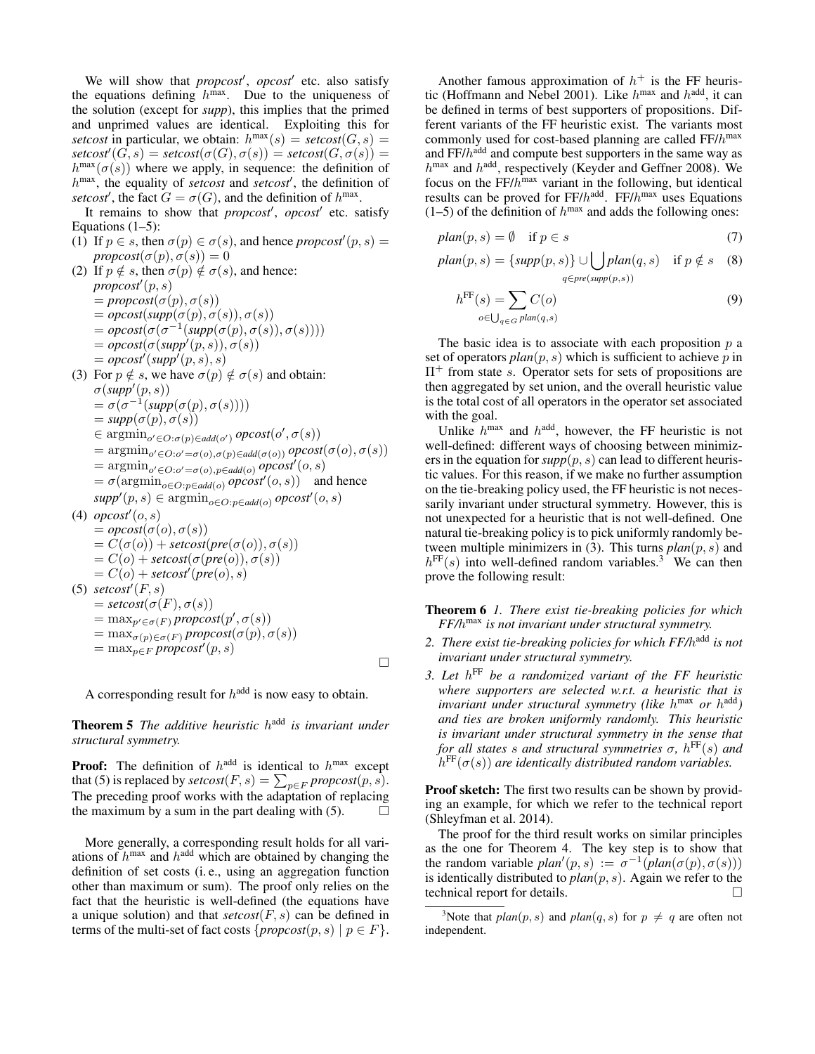We will show that *propcost*′, *opcost*′ etc. also satisfy the equations defining $h^{\max}$. Due to the uniqueness of the solution (except for *supp*), this implies that the primed and unprimed values are identical. Exploiting this for *setcost* in particular, we obtain: $h^{\max}(s) = \mathit{setcost}(G, s) = \mathit{setcost}'(G, s) = \mathit{setcost}(\sigma(G), \sigma(s)) = \mathit{setcost}(G, \sigma(s)) = h^{\max}(\sigma(s))$ where we apply, in sequence: the definition of $h^{\max}$, the equality of *setcost* and *setcost*′, the definition of *setcost*′, the fact $G = \sigma(G)$, and the definition of $h^{\max}$.

It remains to show that *propcost*′, *opcost*′ etc. satisfy Equations (1–5):

(1) If $p \in s$, then $\sigma(p) \in \sigma(s)$, and hence $\mathit{propcost}'(p, s) = \mathit{propcost}(\sigma(p), \sigma(s)) = 0$

(2) If $p \notin s$, then $\sigma(p) \notin \sigma(s)$, and hence:
$\mathit{propcost}'(p, s)$
$= \mathit{propcost}(\sigma(p), \sigma(s))$
$= \mathit{opcost}(\mathit{supp}(\sigma(p), \sigma(s)), \sigma(s))$
$= \mathit{opcost}(\sigma(\sigma^{-1}(\mathit{supp}(\sigma(p), \sigma(s)), \sigma(s))))$
$= \mathit{opcost}(\sigma(\mathit{supp}'(p, s)), \sigma(s))$
$= \mathit{opcost}'(\mathit{supp}'(p, s), s)$

(3) For $p \notin s$, we have $\sigma(p) \notin \sigma(s)$ and obtain:
$\sigma(\mathit{supp}'(p, s))$
$= \sigma(\sigma^{-1}(\mathit{supp}(\sigma(p), \sigma(s))))$
$= \mathit{supp}(\sigma(p), \sigma(s))$
$\in \operatorname{argmin}_{o' \in O : \sigma(p) \in \mathit{add}(o')} \mathit{opcost}(o', \sigma(s))$
$= \operatorname{argmin}_{o' \in O : o' = \sigma(o), \sigma(p) \in \mathit{add}(\sigma(o))} \mathit{opcost}(\sigma(o), \sigma(s))$
$= \operatorname{argmin}_{o' \in O : o' = \sigma(o), p \in \mathit{add}(o)} \mathit{opcost}'(o, s)$
$= \sigma(\operatorname{argmin}_{o \in O : p \in \mathit{add}(o)} \mathit{opcost}'(o, s))$ and hence
$\mathit{supp}'(p, s) \in \operatorname{argmin}_{o \in O : p \in \mathit{add}(o)} \mathit{opcost}'(o, s)$

(4) $\mathit{opcost}'(o, s)$
$= \mathit{opcost}(\sigma(o), \sigma(s))$
$= C(\sigma(o)) + \mathit{setcost}(\mathit{pre}(\sigma(o)), \sigma(s))$
$= C(o) + \mathit{setcost}(\sigma(\mathit{pre}(o)), \sigma(s))$
$= C(o) + \mathit{setcost}'(\mathit{pre}(o), s)$

(5) $\mathit{setcost}'(F, s)$
$= \mathit{setcost}(\sigma(F), \sigma(s))$
$= \max_{p' \in \sigma(F)} \mathit{propcost}(p', \sigma(s))$
$= \max_{\sigma(p) \in \sigma(F)} \mathit{propcost}(\sigma(p), \sigma(s))$
$= \max_{p \in F} \mathit{propcost}'(p, s)$

□

A corresponding result for $h^{\text{add}}$ is now easy to obtain.

**Theorem 5** *The additive heuristic $h^{\text{add}}$ is invariant under structural symmetry.*

**Proof:** The definition of $h^{\text{add}}$ is identical to $h^{\max}$ except that (5) is replaced by $\mathit{setcost}(F, s) = \sum_{p \in F} \mathit{propcost}(p, s)$. The preceding proof works with the adaptation of replacing the maximum by a sum in the part dealing with (5). □

More generally, a corresponding result holds for all variations of $h^{\max}$ and $h^{\text{add}}$ which are obtained by changing the definition of set costs (i. e., using an aggregation function other than maximum or sum). The proof only relies on the fact that the heuristic is well-defined (the equations have a unique solution) and that *setcost*$(F, s)$ can be defined in terms of the multi-set of fact costs $\{\mathit{propcost}(p, s) \mid p \in F\}$.

Another famous approximation of $h^+$ is the FF heuristic (Hoffmann and Nebel 2001). Like $h^{\max}$ and $h^{\text{add}}$, it can be defined in terms of best supporters of propositions. Different variants of the FF heuristic exist. The variants most commonly used for cost-based planning are called FF/$h^{\max}$ and FF/$h^{\text{add}}$ and compute best supporters in the same way as $h^{\max}$ and $h^{\text{add}}$, respectively (Keyder and Geffner 2008). We focus on the FF/$h^{\max}$ variant in the following, but identical results can be proved for FF/$h^{\text{add}}$. FF/$h^{\max}$ uses Equations (1–5) of the definition of $h^{\max}$ and adds the following ones:

$$\mathit{plan}(p, s) = \emptyset \quad \text{if } p \in s \tag{7}$$

$$\mathit{plan}(p, s) = \{\mathit{supp}(p, s)\} \cup \bigcup_{q \in \mathit{pre}(\mathit{supp}(p,s))} \mathit{plan}(q, s) \quad \text{if } p \notin s \tag{8}$$

$$h^{\text{FF}}(s) = \sum_{o \in \bigcup_{q \in G} \mathit{plan}(q,s)} C(o) \tag{9}$$

The basic idea is to associate with each proposition $p$ a set of operators *plan*$(p, s)$ which is sufficient to achieve $p$ in $\Pi^+$ from state $s$. Operator sets for sets of propositions are then aggregated by set union, and the overall heuristic value is the total cost of all operators in the operator set associated with the goal.

Unlike $h^{\max}$ and $h^{\text{add}}$, however, the FF heuristic is not well-defined: different ways of choosing between minimizers in the equation for *supp*$(p, s)$ can lead to different heuristic values. For this reason, if we make no further assumption on the tie-breaking policy used, the FF heuristic is not necessarily invariant under structural symmetry. However, this is not unexpected for a heuristic that is not well-defined. One natural tie-breaking policy is to pick uniformly randomly between multiple minimizers in (3). This turns *plan*$(p, s)$ and $h^{\text{FF}}(s)$ into well-defined random variables.[3] We can then prove the following result:

**Theorem 6** *1. There exist tie-breaking policies for which FF/$h^{\max}$ is not invariant under structural symmetry.*

*2. There exist tie-breaking policies for which FF/$h^{\text{add}}$ is not invariant under structural symmetry.*

*3. Let $h^{\text{FF}}$ be a randomized variant of the FF heuristic where supporters are selected w.r.t. a heuristic that is invariant under structural symmetry (like $h^{\max}$ or $h^{\text{add}}$) and ties are broken uniformly randomly. This heuristic is invariant under structural symmetry in the sense that for all states $s$ and structural symmetries $\sigma$, $h^{\text{FF}}(s)$ and $h^{\text{FF}}(\sigma(s))$ are identically distributed random variables.*

**Proof sketch:** The first two results can be shown by providing an example, for which we refer to the technical report (Shleyfman et al. 2014).

The proof for the third result works on similar principles as the one for Theorem 4. The key step is to show that the random variable $\mathit{plan}'(p, s) := \sigma^{-1}(\mathit{plan}(\sigma(p), \sigma(s)))$ is identically distributed to *plan*$(p, s)$. Again we refer to the technical report for details. □

[3] Note that *plan*$(p, s)$ and *plan*$(q, s)$ for $p \neq q$ are often not independent.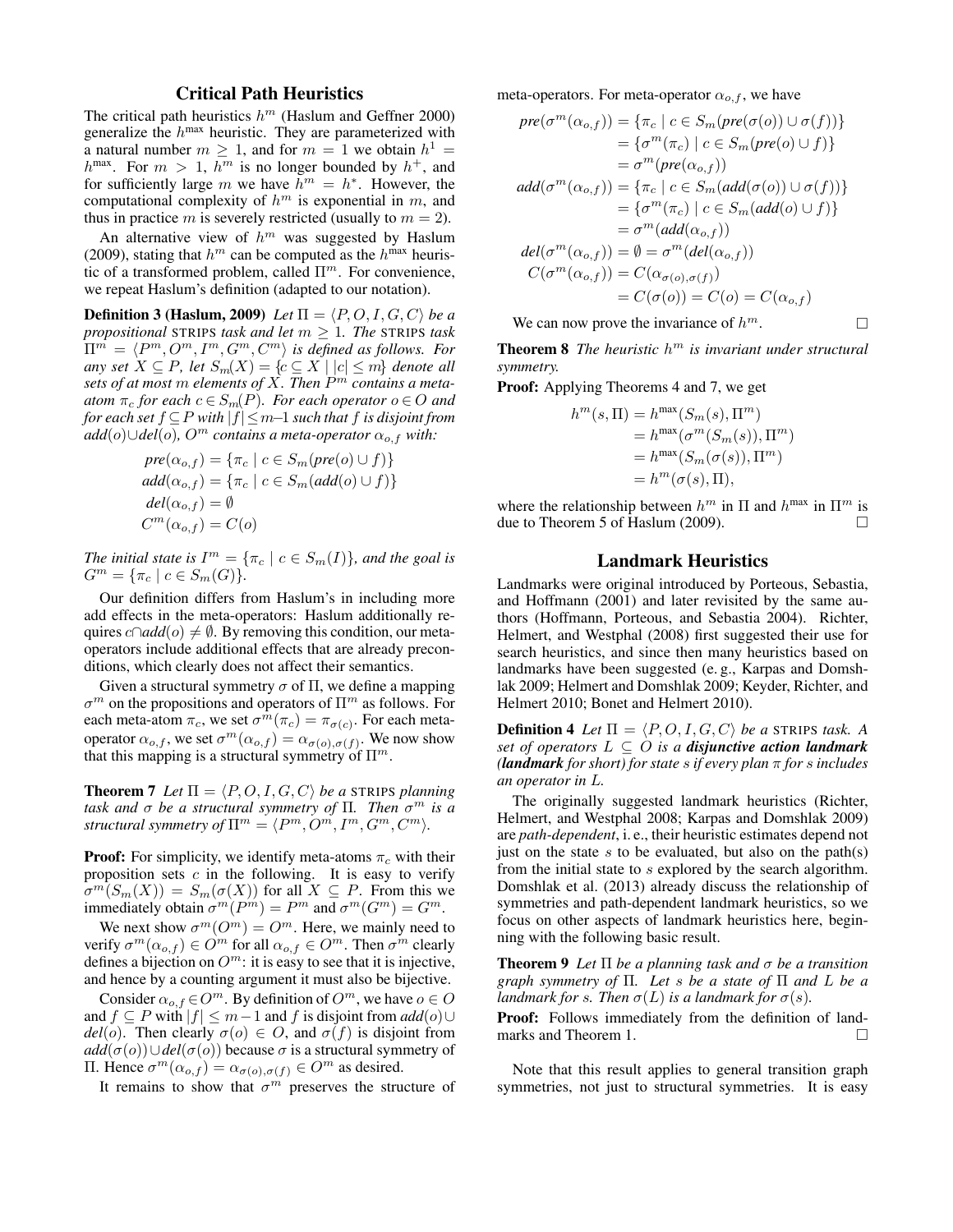## Critical Path Heuristics

The critical path heuristics $h^m$ (Haslum and Geffner 2000) generalize the $h^{\max}$ heuristic. They are parameterized with a natural number $m \geq 1$, and for $m = 1$ we obtain $h^1 = h^{\max}$. For $m > 1$, $h^m$ is no longer bounded by $h^+$, and for sufficiently large $m$ we have $h^m = h^*$. However, the computational complexity of $h^m$ is exponential in $m$, and thus in practice $m$ is severely restricted (usually to $m = 2$).

An alternative view of $h^m$ was suggested by Haslum (2009), stating that $h^m$ can be computed as the $h^{\max}$ heuristic of a transformed problem, called $\Pi^m$. For convenience, we repeat Haslum's definition (adapted to our notation).

**Definition 3 (Haslum, 2009)** *Let $\Pi = \langle P, O, I, G, C\rangle$ be a propositional* STRIPS *task and let $m \geq 1$. The* STRIPS *task $\Pi^m = \langle P^m, O^m, I^m, G^m, C^m\rangle$ is defined as follows. For any set $X \subseteq P$, let $S_m(X) = \{c \subseteq X \mid |c| \leq m\}$ denote all sets of at most $m$ elements of $X$. Then $P^m$ contains a meta-atom $\pi_c$ for each $c \in S_m(P)$. For each operator $o \in O$ and for each set $f \subseteq P$ with $|f| \leq m$–1 such that $f$ is disjoint from $add(o) \cup del(o)$, $O^m$ contains a meta-operator $\alpha_{o,f}$ with:*

$$
\begin{aligned}
pre(\alpha_{o,f}) &= \{\pi_c \mid c \in S_m(pre(o) \cup f)\} \\
add(\alpha_{o,f}) &= \{\pi_c \mid c \in S_m(add(o) \cup f)\} \\
del(\alpha_{o,f}) &= \emptyset \\
C^m(\alpha_{o,f}) &= C(o)
\end{aligned}
$$

*The initial state is $I^m = \{\pi_c \mid c \in S_m(I)\}$, and the goal is $G^m = \{\pi_c \mid c \in S_m(G)\}$.*

Our definition differs from Haslum's in including more add effects in the meta-operators: Haslum additionally requires $c \cap add(o) \neq \emptyset$. By removing this condition, our meta-operators include additional effects that are already preconditions, which clearly does not affect their semantics.

Given a structural symmetry $\sigma$ of $\Pi$, we define a mapping $\sigma^m$ on the propositions and operators of $\Pi^m$ as follows. For each meta-atom $\pi_c$, we set $\sigma^m(\pi_c) = \pi_{\sigma(c)}$. For each meta-operator $\alpha_{o,f}$, we set $\sigma^m(\alpha_{o,f}) = \alpha_{\sigma(o),\sigma(f)}$. We now show that this mapping is a structural symmetry of $\Pi^m$.

**Theorem 7** *Let $\Pi = \langle P, O, I, G, C\rangle$ be a* STRIPS *planning task and $\sigma$ be a structural symmetry of $\Pi$. Then $\sigma^m$ is a structural symmetry of $\Pi^m = \langle P^m, O^m, I^m, G^m, C^m\rangle$.*

**Proof:** For simplicity, we identify meta-atoms $\pi_c$ with their proposition sets $c$ in the following. It is easy to verify $\sigma^m(S_m(X)) = S_m(\sigma(X))$ for all $X \subseteq P$. From this we immediately obtain $\sigma^m(P^m) = P^m$ and $\sigma^m(G^m) = G^m$.

We next show $\sigma^m(O^m) = O^m$. Here, we mainly need to verify $\sigma^m(\alpha_{o,f}) \in O^m$ for all $\alpha_{o,f} \in O^m$. Then $\sigma^m$ clearly defines a bijection on $O^m$: it is easy to see that it is injective, and hence by a counting argument it must also be bijective.

Consider $\alpha_{o,f} \in O^m$. By definition of $O^m$, we have $o \in O$ and $f \subseteq P$ with $|f| \leq m-1$ and $f$ is disjoint from $add(o) \cup del(o)$. Then clearly $\sigma(o) \in O$, and $\sigma(f)$ is disjoint from $add(\sigma(o)) \cup del(\sigma(o))$ because $\sigma$ is a structural symmetry of $\Pi$. Hence $\sigma^m(\alpha_{o,f}) = \alpha_{\sigma(o),\sigma(f)} \in O^m$ as desired.

It remains to show that $\sigma^m$ preserves the structure of meta-operators. For meta-operator $\alpha_{o,f}$, we have

$$
\begin{aligned}
pre(\sigma^m(\alpha_{o,f})) &= \{\pi_c \mid c \in S_m(pre(\sigma(o)) \cup \sigma(f))\} \\
&= \{\sigma^m(\pi_c) \mid c \in S_m(pre(o) \cup f)\} \\
&= \sigma^m(pre(\alpha_{o,f})) \\
add(\sigma^m(\alpha_{o,f})) &= \{\pi_c \mid c \in S_m(add(\sigma(o)) \cup \sigma(f))\} \\
&= \{\sigma^m(\pi_c) \mid c \in S_m(add(o) \cup f)\} \\
&= \sigma^m(add(\alpha_{o,f})) \\
del(\sigma^m(\alpha_{o,f})) &= \emptyset = \sigma^m(del(\alpha_{o,f})) \\
C(\sigma^m(\alpha_{o,f})) &= C(\alpha_{\sigma(o),\sigma(f)}) \\
&= C(\sigma(o)) = C(o) = C(\alpha_{o,f})
\end{aligned}
$$

We can now prove the invariance of $h^m$. □

**Theorem 8** *The heuristic $h^m$ is invariant under structural symmetry.*

**Proof:** Applying Theorems 4 and 7, we get

$$
\begin{aligned}
h^m(s, \Pi) &= h^{\max}(S_m(s), \Pi^m) \\
&= h^{\max}(\sigma^m(S_m(s)), \Pi^m) \\
&= h^{\max}(S_m(\sigma(s)), \Pi^m) \\
&= h^m(\sigma(s), \Pi),
\end{aligned}
$$

where the relationship between $h^m$ in $\Pi$ and $h^{\max}$ in $\Pi^m$ is due to Theorem 5 of Haslum (2009). □

## Landmark Heuristics

Landmarks were original introduced by Porteous, Sebastia, and Hoffmann (2001) and later revisited by the same authors (Hoffmann, Porteous, and Sebastia 2004). Richter, Helmert, and Westphal (2008) first suggested their use for search heuristics, and since then many heuristics based on landmarks have been suggested (e. g., Karpas and Domshlak 2009; Helmert and Domshlak 2009; Keyder, Richter, and Helmert 2010; Bonet and Helmert 2010).

**Definition 4** *Let $\Pi = \langle P, O, I, G, C\rangle$ be a* STRIPS *task. A set of operators $L \subseteq O$ is a **disjunctive action landmark** (**landmark** for short) for state $s$ if every plan $\pi$ for $s$ includes an operator in $L$.*

The originally suggested landmark heuristics (Richter, Helmert, and Westphal 2008; Karpas and Domshlak 2009) are *path-dependent*, i. e., their heuristic estimates depend not just on the state $s$ to be evaluated, but also on the path(s) from the initial state to $s$ explored by the search algorithm. Domshlak et al. (2013) already discuss the relationship of symmetries and path-dependent landmark heuristics, so we focus on other aspects of landmark heuristics here, beginning with the following basic result.

**Theorem 9** *Let $\Pi$ be a planning task and $\sigma$ be a transition graph symmetry of $\Pi$. Let $s$ be a state of $\Pi$ and $L$ be a landmark for $s$. Then $\sigma(L)$ is a landmark for $\sigma(s)$.*

**Proof:** Follows immediately from the definition of landmarks and Theorem 1. □

Note that this result applies to general transition graph symmetries, not just to structural symmetries. It is easy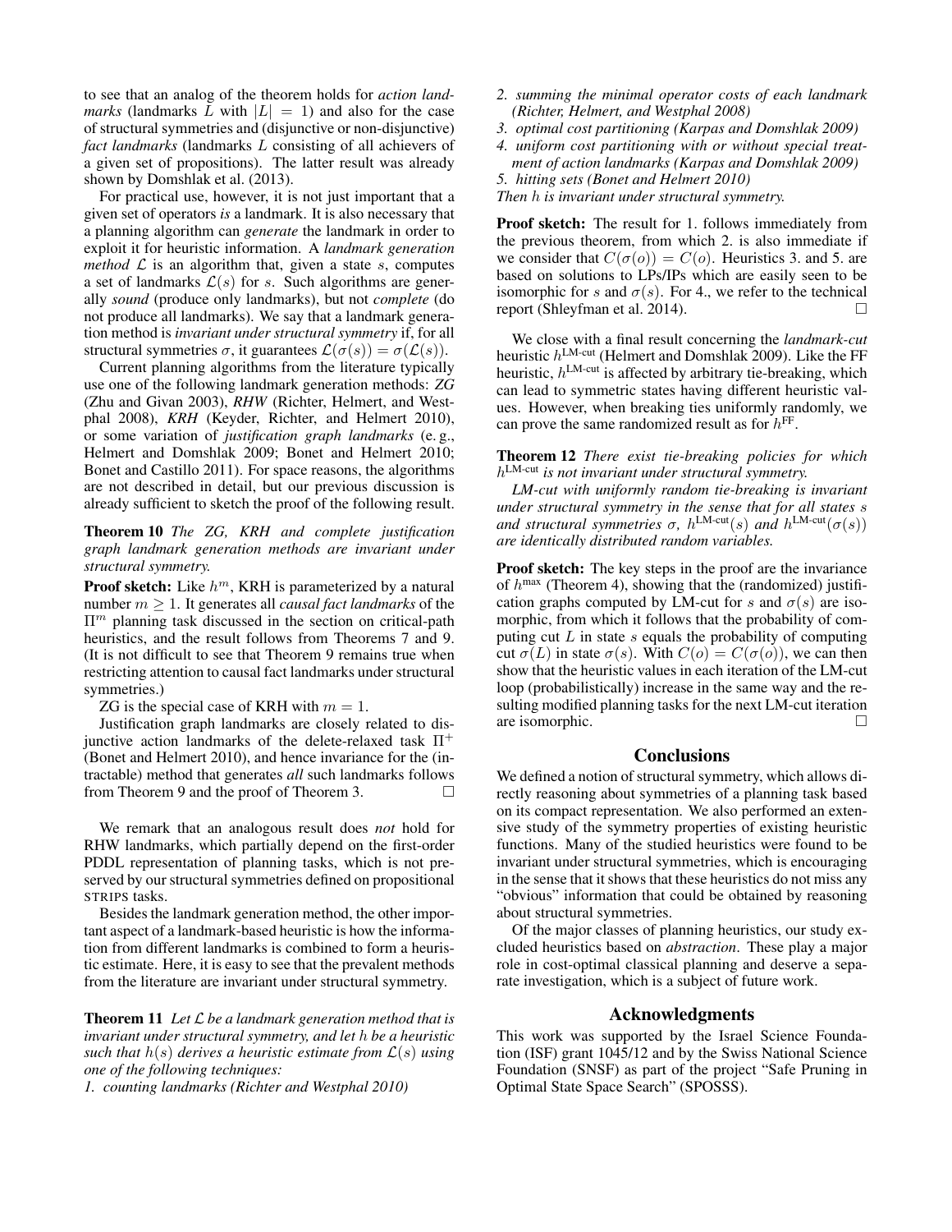to see that an analog of the theorem holds for *action landmarks* (landmarks $L$ with $|L| = 1$) and also for the case of structural symmetries and (disjunctive or non-disjunctive) *fact landmarks* (landmarks $L$ consisting of all achievers of a given set of propositions). The latter result was already shown by Domshlak et al. (2013).

For practical use, however, it is not just important that a given set of operators *is* a landmark. It is also necessary that a planning algorithm can *generate* the landmark in order to exploit it for heuristic information. A *landmark generation method* $\mathcal{L}$ is an algorithm that, given a state $s$, computes a set of landmarks $\mathcal{L}(s)$ for $s$. Such algorithms are generally *sound* (produce only landmarks), but not *complete* (do not produce all landmarks). We say that a landmark generation method is *invariant under structural symmetry* if, for all structural symmetries $\sigma$, it guarantees $\mathcal{L}(\sigma(s)) = \sigma(\mathcal{L}(s))$.

Current planning algorithms from the literature typically use one of the following landmark generation methods: ***ZG*** (Zhu and Givan 2003), ***RHW*** (Richter, Helmert, and Westphal 2008), ***KRH*** (Keyder, Richter, and Helmert 2010), or some variation of *justification graph landmarks* (e. g., Helmert and Domshlak 2009; Bonet and Helmert 2010; Bonet and Castillo 2011). For space reasons, the algorithms are not described in detail, but our previous discussion is already sufficient to sketch the proof of the following result.

**Theorem 10** *The ZG, KRH and complete justification graph landmark generation methods are invariant under structural symmetry.*

**Proof sketch:** Like $h^m$, KRH is parameterized by a natural number $m \geq 1$. It generates all *causal fact landmarks* of the $\Pi^m$ planning task discussed in the section on critical-path heuristics, and the result follows from Theorems 7 and 9. (It is not difficult to see that Theorem 9 remains true when restricting attention to causal fact landmarks under structural symmetries.)

ZG is the special case of KRH with $m = 1$.

Justification graph landmarks are closely related to disjunctive action landmarks of the delete-relaxed task $\Pi^+$ (Bonet and Helmert 2010), and hence invariance for the (intractable) method that generates *all* such landmarks follows from Theorem 9 and the proof of Theorem 3. □

We remark that an analogous result does *not* hold for RHW landmarks, which partially depend on the first-order PDDL representation of planning tasks, which is not preserved by our structural symmetries defined on propositional STRIPS tasks.

Besides the landmark generation method, the other important aspect of a landmark-based heuristic is how the information from different landmarks is combined to form a heuristic estimate. Here, it is easy to see that the prevalent methods from the literature are invariant under structural symmetry.

**Theorem 11** *Let $\mathcal{L}$ be a landmark generation method that is invariant under structural symmetry, and let $h$ be a heuristic such that $h(s)$ derives a heuristic estimate from $\mathcal{L}(s)$ using one of the following techniques:*
*1. counting landmarks (Richter and Westphal 2010)*
*2. summing the minimal operator costs of each landmark (Richter, Helmert, and Westphal 2008)*
*3. optimal cost partitioning (Karpas and Domshlak 2009)*
*4. uniform cost partitioning with or without special treatment of action landmarks (Karpas and Domshlak 2009)*
*5. hitting sets (Bonet and Helmert 2010)*
*Then $h$ is invariant under structural symmetry.*

**Proof sketch:** The result for 1. follows immediately from the previous theorem, from which 2. is also immediate if we consider that $C(\sigma(o)) = C(o)$. Heuristics 3. and 5. are based on solutions to LPs/IPs which are easily seen to be isomorphic for $s$ and $\sigma(s)$. For 4., we refer to the technical report (Shleyfman et al. 2014). □

We close with a final result concerning the *landmark-cut* heuristic $h^{\text{LM-cut}}$ (Helmert and Domshlak 2009). Like the FF heuristic, $h^{\text{LM-cut}}$ is affected by arbitrary tie-breaking, which can lead to symmetric states having different heuristic values. However, when breaking ties uniformly randomly, we can prove the same randomized result as for $h^{\text{FF}}$.

**Theorem 12** *There exist tie-breaking policies for which $h^{\text{LM-cut}}$ is not invariant under structural symmetry.*

*LM-cut with uniformly random tie-breaking is invariant under structural symmetry in the sense that for all states $s$ and structural symmetries $\sigma$, $h^{\text{LM-cut}}(s)$ and $h^{\text{LM-cut}}(\sigma(s))$ are identically distributed random variables.*

**Proof sketch:** The key steps in the proof are the invariance of $h^{\max}$ (Theorem 4), showing that the (randomized) justification graphs computed by LM-cut for $s$ and $\sigma(s)$ are isomorphic, from which it follows that the probability of computing cut $L$ in state $s$ equals the probability of computing cut $\sigma(L)$ in state $\sigma(s)$. With $C(o) = C(\sigma(o))$, we can then show that the heuristic values in each iteration of the LM-cut loop (probabilistically) increase in the same way and the resulting modified planning tasks for the next LM-cut iteration are isomorphic. □

## Conclusions

We defined a notion of structural symmetry, which allows directly reasoning about symmetries of a planning task based on its compact representation. We also performed an extensive study of the symmetry properties of existing heuristic functions. Many of the studied heuristics were found to be invariant under structural symmetries, which is encouraging in the sense that it shows that these heuristics do not miss any "obvious" information that could be obtained by reasoning about structural symmetries.

Of the major classes of planning heuristics, our study excluded heuristics based on *abstraction*. These play a major role in cost-optimal classical planning and deserve a separate investigation, which is a subject of future work.

## Acknowledgments

This work was supported by the Israel Science Foundation (ISF) grant 1045/12 and by the Swiss National Science Foundation (SNSF) as part of the project "Safe Pruning in Optimal State Space Search" (SPOSSS).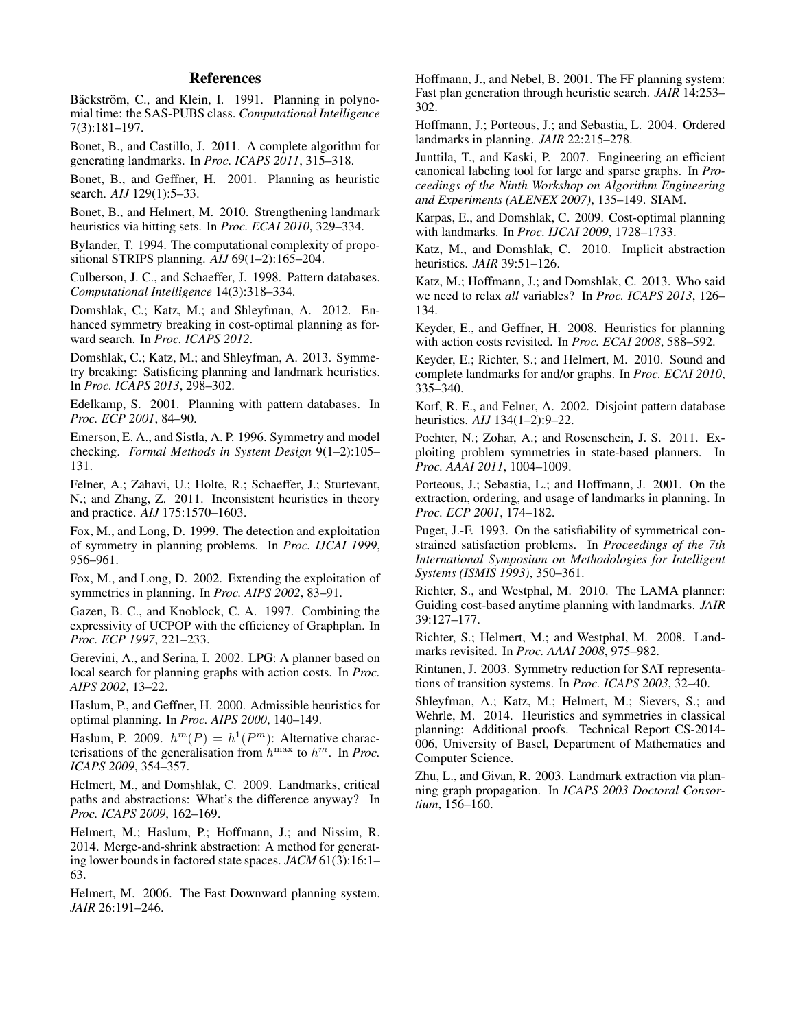## References

Bäckström, C., and Klein, I. 1991. Planning in polynomial time: the SAS-PUBS class. *Computational Intelligence* 7(3):181–197.

Bonet, B., and Castillo, J. 2011. A complete algorithm for generating landmarks. In *Proc. ICAPS 2011*, 315–318.

Bonet, B., and Geffner, H. 2001. Planning as heuristic search. *AIJ* 129(1):5–33.

Bonet, B., and Helmert, M. 2010. Strengthening landmark heuristics via hitting sets. In *Proc. ECAI 2010*, 329–334.

Bylander, T. 1994. The computational complexity of propositional STRIPS planning. *AIJ* 69(1–2):165–204.

Culberson, J. C., and Schaeffer, J. 1998. Pattern databases. *Computational Intelligence* 14(3):318–334.

Domshlak, C.; Katz, M.; and Shleyfman, A. 2012. Enhanced symmetry breaking in cost-optimal planning as forward search. In *Proc. ICAPS 2012*.

Domshlak, C.; Katz, M.; and Shleyfman, A. 2013. Symmetry breaking: Satisficing planning and landmark heuristics. In *Proc. ICAPS 2013*, 298–302.

Edelkamp, S. 2001. Planning with pattern databases. In *Proc. ECP 2001*, 84–90.

Emerson, E. A., and Sistla, A. P. 1996. Symmetry and model checking. *Formal Methods in System Design* 9(1–2):105–131.

Felner, A.; Zahavi, U.; Holte, R.; Schaeffer, J.; Sturtevant, N.; and Zhang, Z. 2011. Inconsistent heuristics in theory and practice. *AIJ* 175:1570–1603.

Fox, M., and Long, D. 1999. The detection and exploitation of symmetry in planning problems. In *Proc. IJCAI 1999*, 956–961.

Fox, M., and Long, D. 2002. Extending the exploitation of symmetries in planning. In *Proc. AIPS 2002*, 83–91.

Gazen, B. C., and Knoblock, C. A. 1997. Combining the expressivity of UCPOP with the efficiency of Graphplan. In *Proc. ECP 1997*, 221–233.

Gerevini, A., and Serina, I. 2002. LPG: A planner based on local search for planning graphs with action costs. In *Proc. AIPS 2002*, 13–22.

Haslum, P., and Geffner, H. 2000. Admissible heuristics for optimal planning. In *Proc. AIPS 2000*, 140–149.

Haslum, P. 2009. $h^m(P) = h^1(P^m)$: Alternative characterisations of the generalisation from $h^{\max}$ to $h^m$. In *Proc. ICAPS 2009*, 354–357.

Helmert, M., and Domshlak, C. 2009. Landmarks, critical paths and abstractions: What's the difference anyway? In *Proc. ICAPS 2009*, 162–169.

Helmert, M.; Haslum, P.; Hoffmann, J.; and Nissim, R. 2014. Merge-and-shrink abstraction: A method for generating lower bounds in factored state spaces. *JACM* 61(3):16:1–63.

Helmert, M. 2006. The Fast Downward planning system. *JAIR* 26:191–246.

Hoffmann, J., and Nebel, B. 2001. The FF planning system: Fast plan generation through heuristic search. *JAIR* 14:253–302.

Hoffmann, J.; Porteous, J.; and Sebastia, L. 2004. Ordered landmarks in planning. *JAIR* 22:215–278.

Junttila, T., and Kaski, P. 2007. Engineering an efficient canonical labeling tool for large and sparse graphs. In *Proceedings of the Ninth Workshop on Algorithm Engineering and Experiments (ALENEX 2007)*, 135–149. SIAM.

Karpas, E., and Domshlak, C. 2009. Cost-optimal planning with landmarks. In *Proc. IJCAI 2009*, 1728–1733.

Katz, M., and Domshlak, C. 2010. Implicit abstraction heuristics. *JAIR* 39:51–126.

Katz, M.; Hoffmann, J.; and Domshlak, C. 2013. Who said we need to relax *all* variables? In *Proc. ICAPS 2013*, 126–134.

Keyder, E., and Geffner, H. 2008. Heuristics for planning with action costs revisited. In *Proc. ECAI 2008*, 588–592.

Keyder, E.; Richter, S.; and Helmert, M. 2010. Sound and complete landmarks for and/or graphs. In *Proc. ECAI 2010*, 335–340.

Korf, R. E., and Felner, A. 2002. Disjoint pattern database heuristics. *AIJ* 134(1–2):9–22.

Pochter, N.; Zohar, A.; and Rosenschein, J. S. 2011. Exploiting problem symmetries in state-based planners. In *Proc. AAAI 2011*, 1004–1009.

Porteous, J.; Sebastia, L.; and Hoffmann, J. 2001. On the extraction, ordering, and usage of landmarks in planning. In *Proc. ECP 2001*, 174–182.

Puget, J.-F. 1993. On the satisfiability of symmetrical constrained satisfaction problems. In *Proceedings of the 7th International Symposium on Methodologies for Intelligent Systems (ISMIS 1993)*, 350–361.

Richter, S., and Westphal, M. 2010. The LAMA planner: Guiding cost-based anytime planning with landmarks. *JAIR* 39:127–177.

Richter, S.; Helmert, M.; and Westphal, M. 2008. Landmarks revisited. In *Proc. AAAI 2008*, 975–982.

Rintanen, J. 2003. Symmetry reduction for SAT representations of transition systems. In *Proc. ICAPS 2003*, 32–40.

Shleyfman, A.; Katz, M.; Helmert, M.; Sievers, S.; and Wehrle, M. 2014. Heuristics and symmetries in classical planning: Additional proofs. Technical Report CS-2014-006, University of Basel, Department of Mathematics and Computer Science.

Zhu, L., and Givan, R. 2003. Landmark extraction via planning graph propagation. In *ICAPS 2003 Doctoral Consortium*, 156–160.